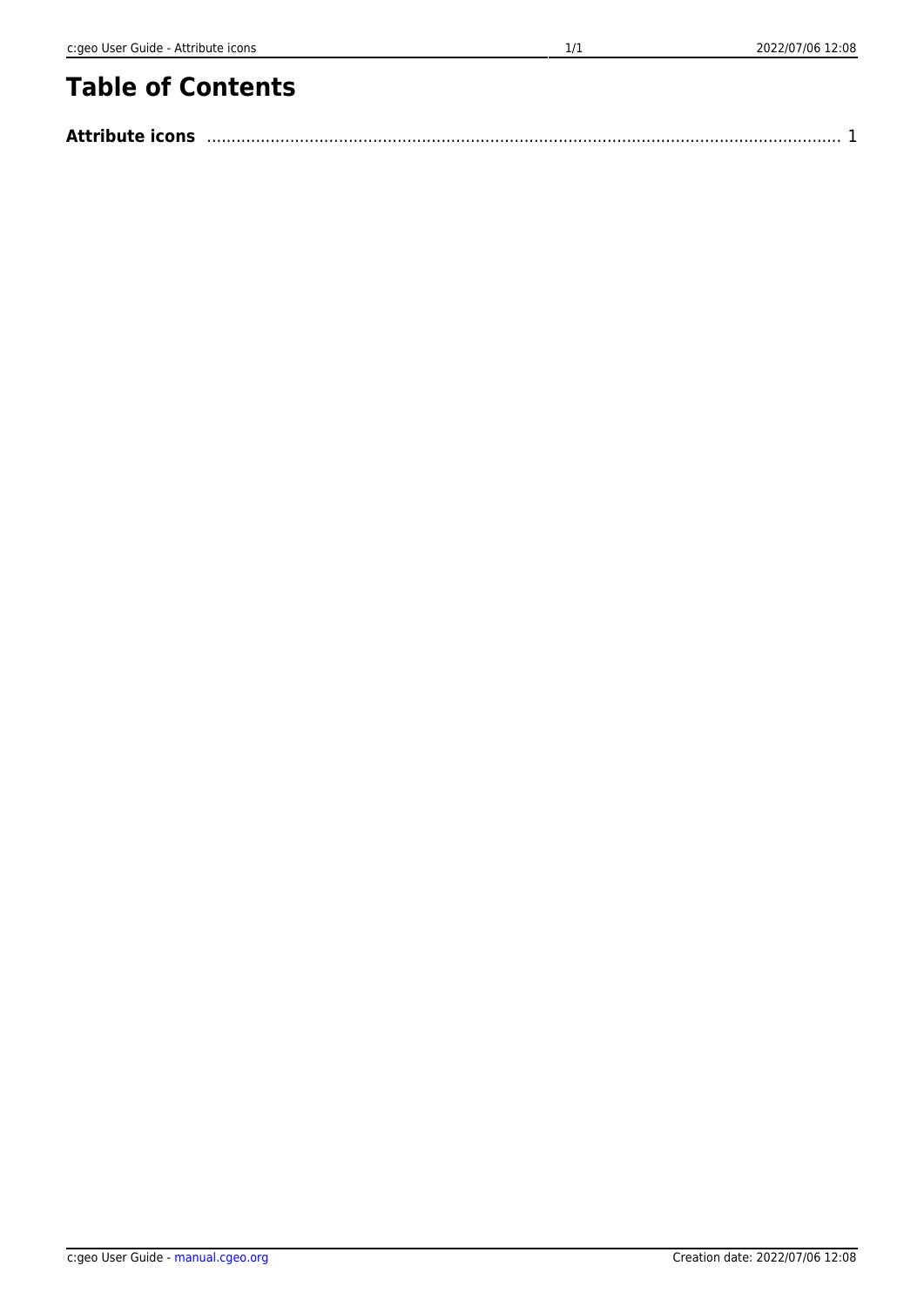# Table of Contents

**Attribute icons** ........................................................................................................................ 1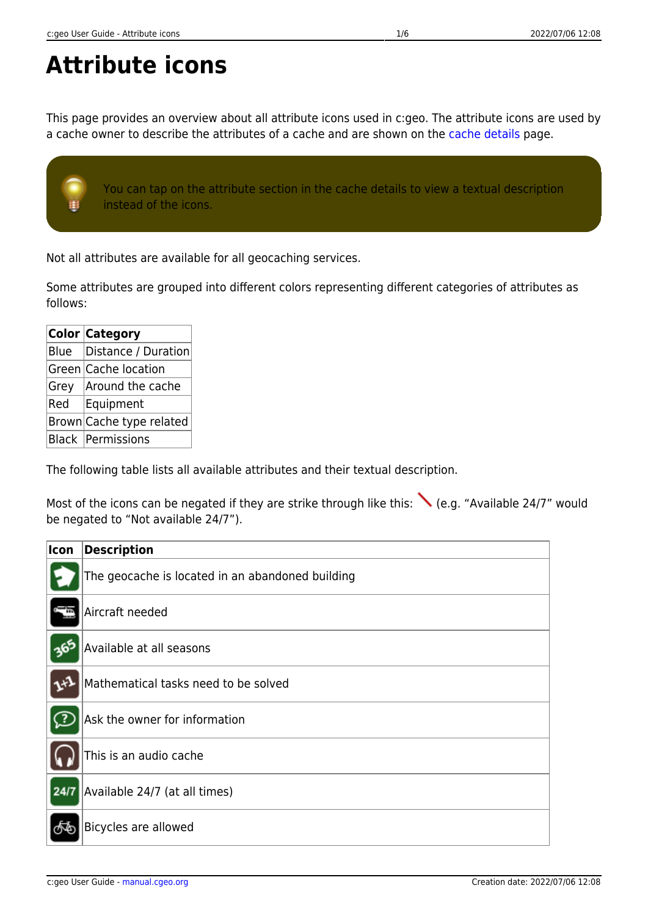# Attribute icons

This page provides an overview about all attribute icons used in c:geo. The attribute icons are used by a cache owner to describe the attributes of a cache and are shown on the cache details page.

You can tap on the attribute section in the cache details to view a textual description instead of the icons.

Not all attributes are available for all geocaching services.

Some attributes are grouped into different colors representing different categories of attributes as follows:

| Color | Category |
|---|---|
| Blue | Distance / Duration |
| Green | Cache location |
| Grey | Around the cache |
| Red | Equipment |
| Brown | Cache type related |
| Black | Permissions |

The following table lists all available attributes and their textual description.

Most of the icons can be negated if they are strike through like this: (e.g. "Available 24/7" would be negated to "Not available 24/7").

| Icon | Description |
|---|---|
| | The geocache is located in an abandoned building |
| | Aircraft needed |
| | Available at all seasons |
| | Mathematical tasks need to be solved |
| | Ask the owner for information |
| | This is an audio cache |
| | Available 24/7 (at all times) |
| | Bicycles are allowed |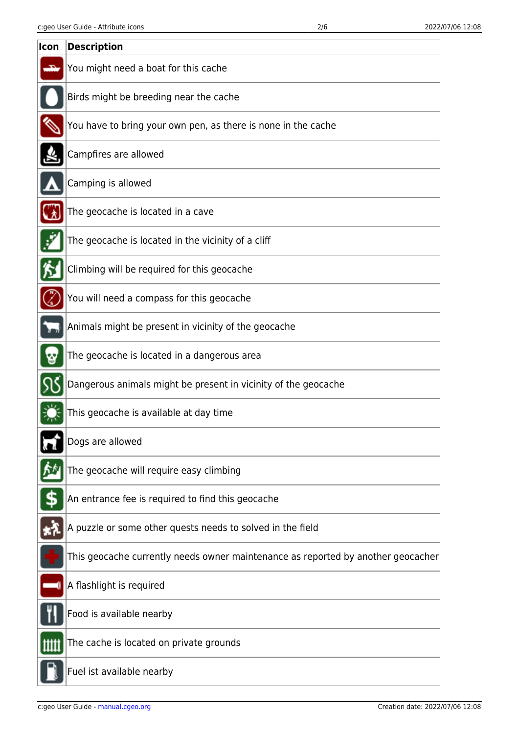| Icon | Description |
|---|---|
| | You might need a boat for this cache |
| | Birds might be breeding near the cache |
| | You have to bring your own pen, as there is none in the cache |
| | Campfires are allowed |
| | Camping is allowed |
| | The geocache is located in a cave |
| | The geocache is located in the vicinity of a cliff |
| | Climbing will be required for this geocache |
| | You will need a compass for this geocache |
| | Animals might be present in vicinity of the geocache |
| | The geocache is located in a dangerous area |
| | Dangerous animals might be present in vicinity of the geocache |
| | This geocache is available at day time |
| | Dogs are allowed |
| | The geocache will require easy climbing |
| | An entrance fee is required to find this geocache |
| | A puzzle or some other quests needs to solved in the field |
| | This geocache currently needs owner maintenance as reported by another geocacher |
| | A flashlight is required |
| | Food is available nearby |
| | The cache is located on private grounds |
| | Fuel ist available nearby |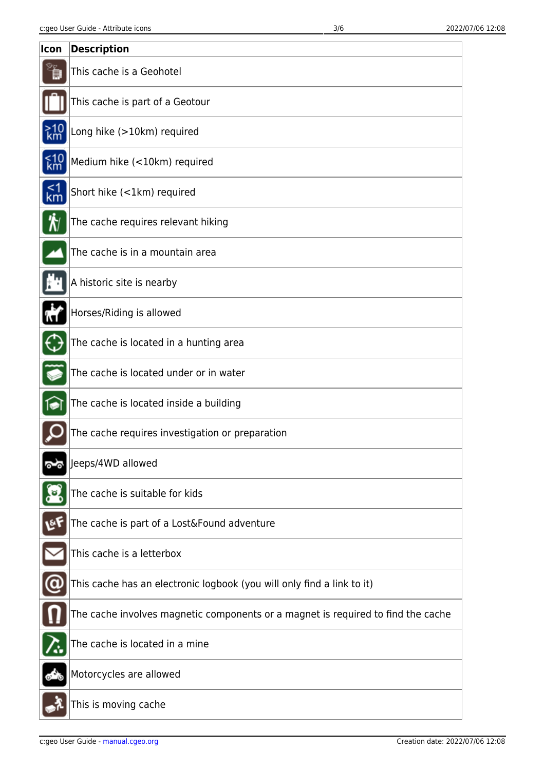| Icon | Description |
| --- | --- |
| | This cache is a Geohotel |
| | This cache is part of a Geotour |
| | Long hike (>10km) required |
| | Medium hike (<10km) required |
| | Short hike (<1km) required |
| | The cache requires relevant hiking |
| | The cache is in a mountain area |
| | A historic site is nearby |
| | Horses/Riding is allowed |
| | The cache is located in a hunting area |
| | The cache is located under or in water |
| | The cache is located inside a building |
| | The cache requires investigation or preparation |
| | Jeeps/4WD allowed |
| | The cache is suitable for kids |
| | The cache is part of a Lost&Found adventure |
| | This cache is a letterbox |
| | This cache has an electronic logbook (you will only find a link to it) |
| | The cache involves magnetic components or a magnet is required to find the cache |
| | The cache is located in a mine |
| | Motorcycles are allowed |
| | This is moving cache |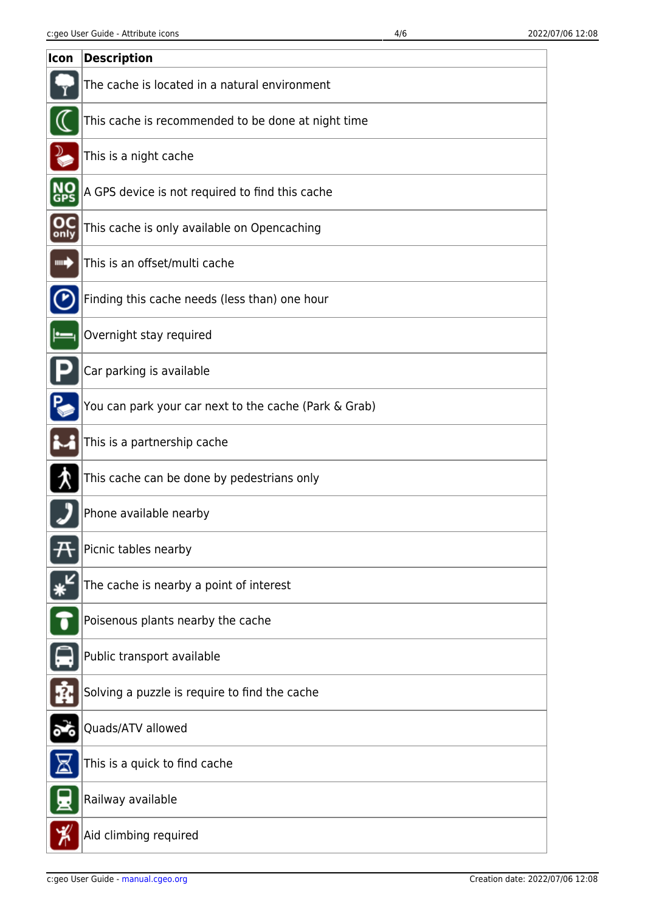| Icon | Description |
| --- | --- |
| | The cache is located in a natural environment |
| | This cache is recommended to be done at night time |
| | This is a night cache |
| | A GPS device is not required to find this cache |
| | This cache is only available on Opencaching |
| | This is an offset/multi cache |
| | Finding this cache needs (less than) one hour |
| | Overnight stay required |
| | Car parking is available |
| | You can park your car next to the cache (Park & Grab) |
| | This is a partnership cache |
| | This cache can be done by pedestrians only |
| | Phone available nearby |
| | Picnic tables nearby |
| | The cache is nearby a point of interest |
| | Poisenous plants nearby the cache |
| | Public transport available |
| | Solving a puzzle is require to find the cache |
| | Quads/ATV allowed |
| | This is a quick to find cache |
| | Railway available |
| | Aid climbing required |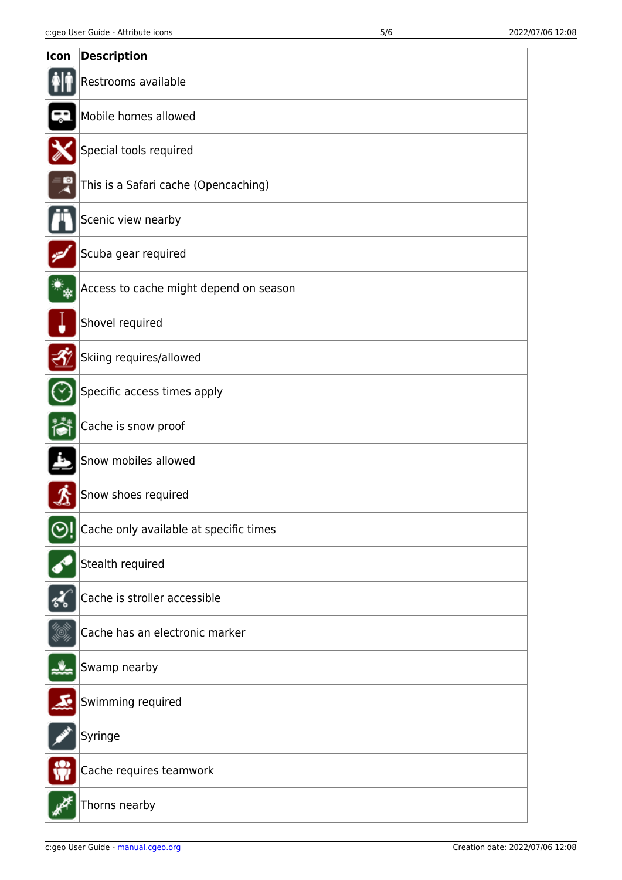| Icon | Description |
| --- | --- |
| | Restrooms available |
| | Mobile homes allowed |
| | Special tools required |
| | This is a Safari cache (Opencaching) |
| | Scenic view nearby |
| | Scuba gear required |
| | Access to cache might depend on season |
| | Shovel required |
| | Skiing requires/allowed |
| | Specific access times apply |
| | Cache is snow proof |
| | Snow mobiles allowed |
| | Snow shoes required |
| | Cache only available at specific times |
| | Stealth required |
| | Cache is stroller accessible |
| | Cache has an electronic marker |
| | Swamp nearby |
| | Swimming required |
| | Syringe |
| | Cache requires teamwork |
| | Thorns nearby |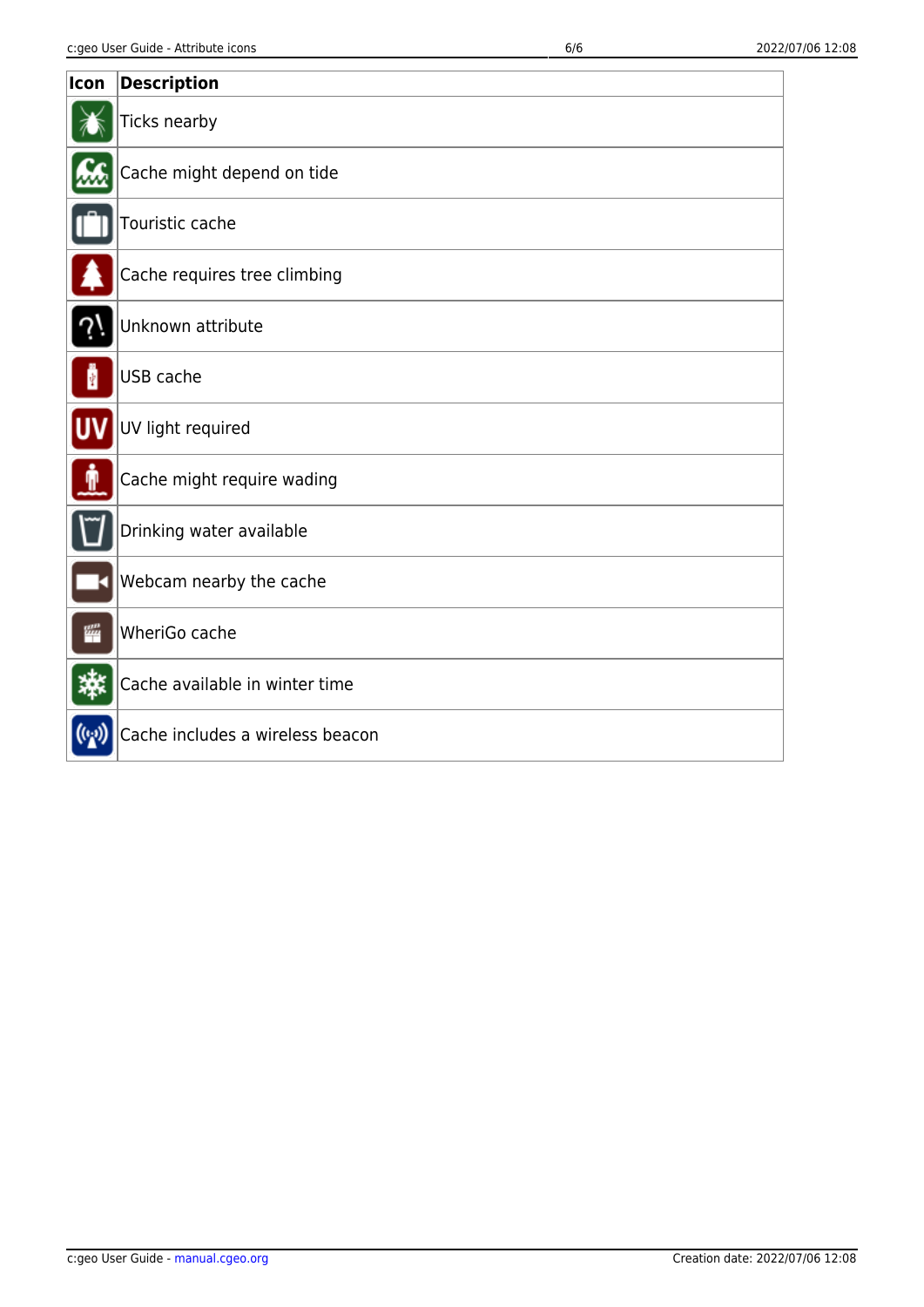| Icon | Description |
| --- | --- |
| | Ticks nearby |
| | Cache might depend on tide |
| | Touristic cache |
| | Cache requires tree climbing |
| | Unknown attribute |
| | USB cache |
| | UV light required |
| | Cache might require wading |
| | Drinking water available |
| | Webcam nearby the cache |
| | WheriGo cache |
| | Cache available in winter time |
| | Cache includes a wireless beacon |